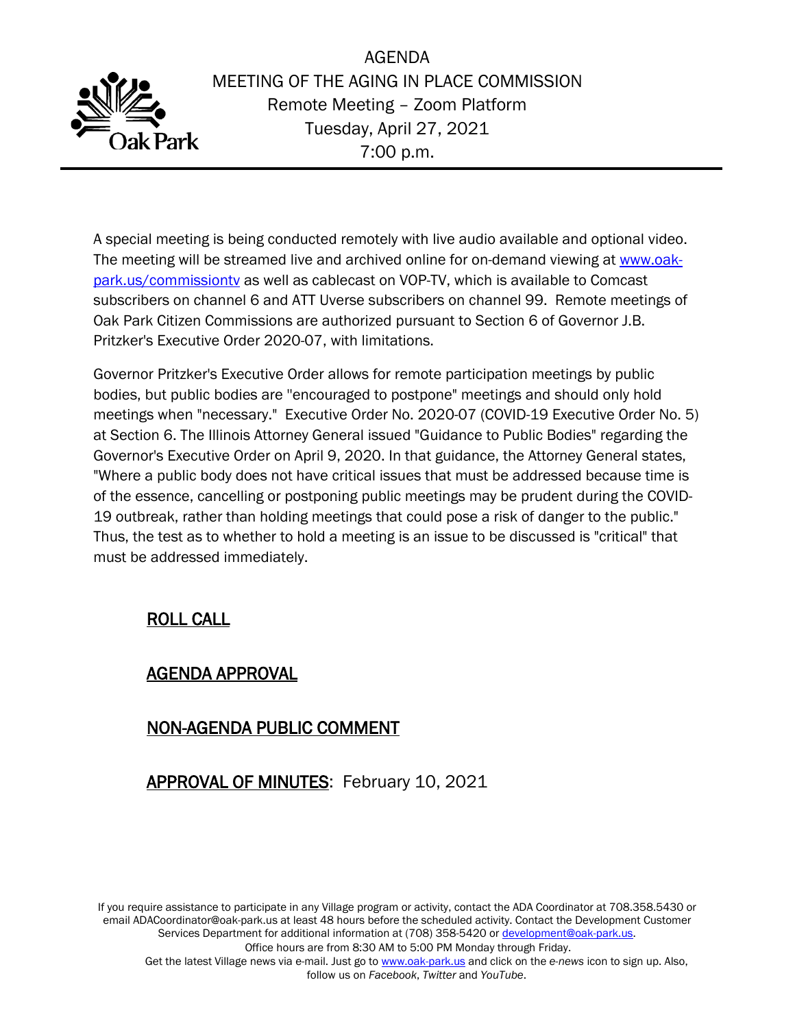# AGENDA
## MEETING OF THE AGING IN PLACE COMMISSION
Remote Meeting – Zoom Platform
Tuesday, April 27, 2021
7:00 p.m.

Oak Park

---

A special meeting is being conducted remotely with live audio available and optional video. The meeting will be streamed live and archived online for on-demand viewing at www.oak-park.us/commissiontv as well as cablecast on VOP-TV, which is available to Comcast subscribers on channel 6 and ATT Uverse subscribers on channel 99. Remote meetings of Oak Park Citizen Commissions are authorized pursuant to Section 6 of Governor J.B. Pritzker's Executive Order 2020-07, with limitations.

Governor Pritzker's Executive Order allows for remote participation meetings by public bodies, but public bodies are "encouraged to postpone" meetings and should only hold meetings when "necessary." Executive Order No. 2020-07 (COVID-19 Executive Order No. 5) at Section 6. The Illinois Attorney General issued "Guidance to Public Bodies" regarding the Governor's Executive Order on April 9, 2020. In that guidance, the Attorney General states, "Where a public body does not have critical issues that must be addressed because time is of the essence, cancelling or postponing public meetings may be prudent during the COVID-19 outbreak, rather than holding meetings that could pose a risk of danger to the public." Thus, the test as to whether to hold a meeting is an issue to be discussed is "critical" that must be addressed immediately.

**ROLL CALL**

**AGENDA APPROVAL**

**NON-AGENDA PUBLIC COMMENT**

**APPROVAL OF MINUTES**: February 10, 2021

If you require assistance to participate in any Village program or activity, contact the ADA Coordinator at 708.358.5430 or email ADACoordinator@oak-park.us at least 48 hours before the scheduled activity. Contact the Development Customer Services Department for additional information at (708) 358-5420 or development@oak-park.us.
Office hours are from 8:30 AM to 5:00 PM Monday through Friday.
Get the latest Village news via e-mail. Just go to www.oak-park.us and click on the *e-news* icon to sign up. Also, follow us on *Facebook*, *Twitter* and *YouTube*.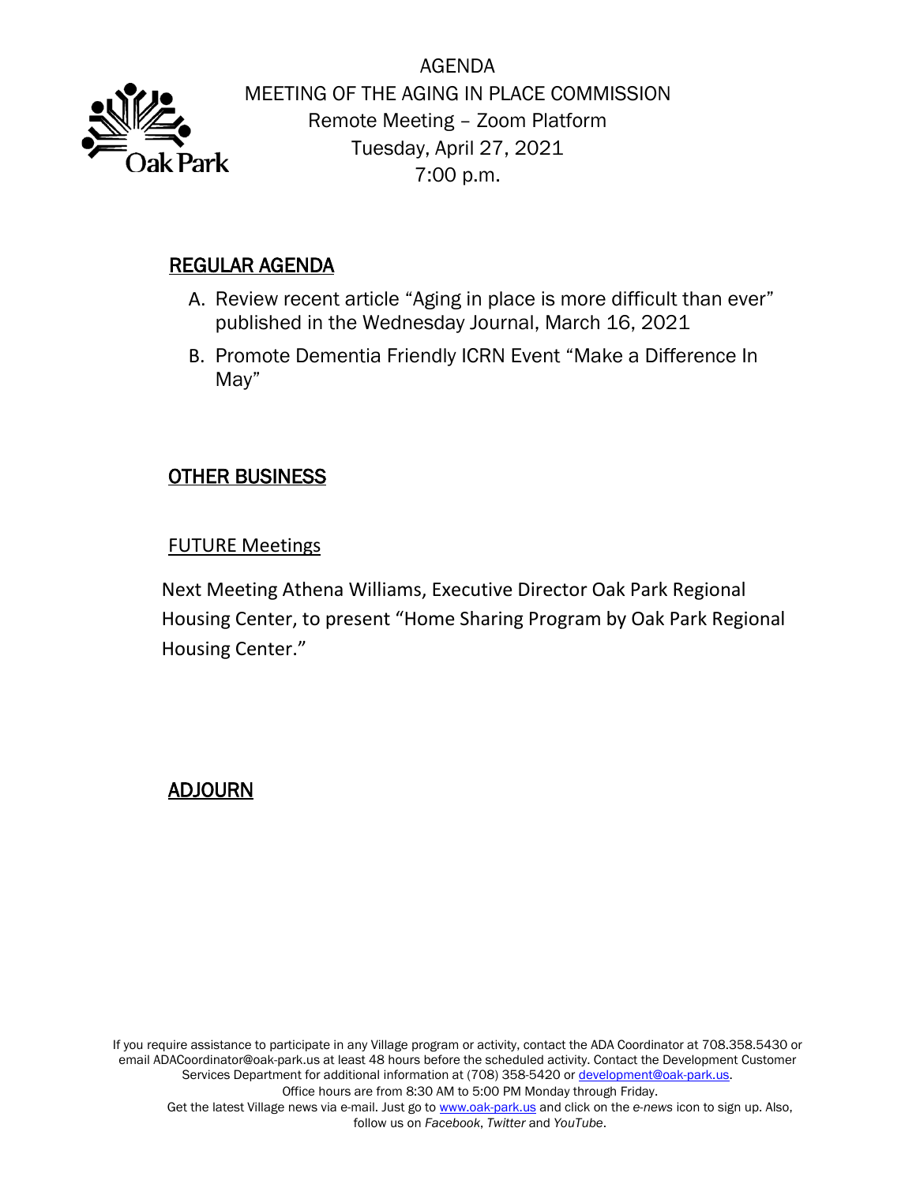AGENDA

MEETING OF THE AGING IN PLACE COMMISSION

Remote Meeting – Zoom Platform

Tuesday, April 27, 2021

7:00 p.m.

## REGULAR AGENDA

A. Review recent article "Aging in place is more difficult than ever" published in the Wednesday Journal, March 16, 2021
B. Promote Dementia Friendly ICRN Event "Make a Difference In May"

## OTHER BUSINESS

### FUTURE Meetings

Next Meeting Athena Williams, Executive Director Oak Park Regional Housing Center, to present "Home Sharing Program by Oak Park Regional Housing Center."

## ADJOURN

If you require assistance to participate in any Village program or activity, contact the ADA Coordinator at 708.358.5430 or email ADACoordinator@oak-park.us at least 48 hours before the scheduled activity. Contact the Development Customer Services Department for additional information at (708) 358-5420 or development@oak-park.us.
Office hours are from 8:30 AM to 5:00 PM Monday through Friday.
Get the latest Village news via e-mail. Just go to www.oak-park.us and click on the *e-news* icon to sign up. Also, follow us on *Facebook*, *Twitter* and *YouTube*.